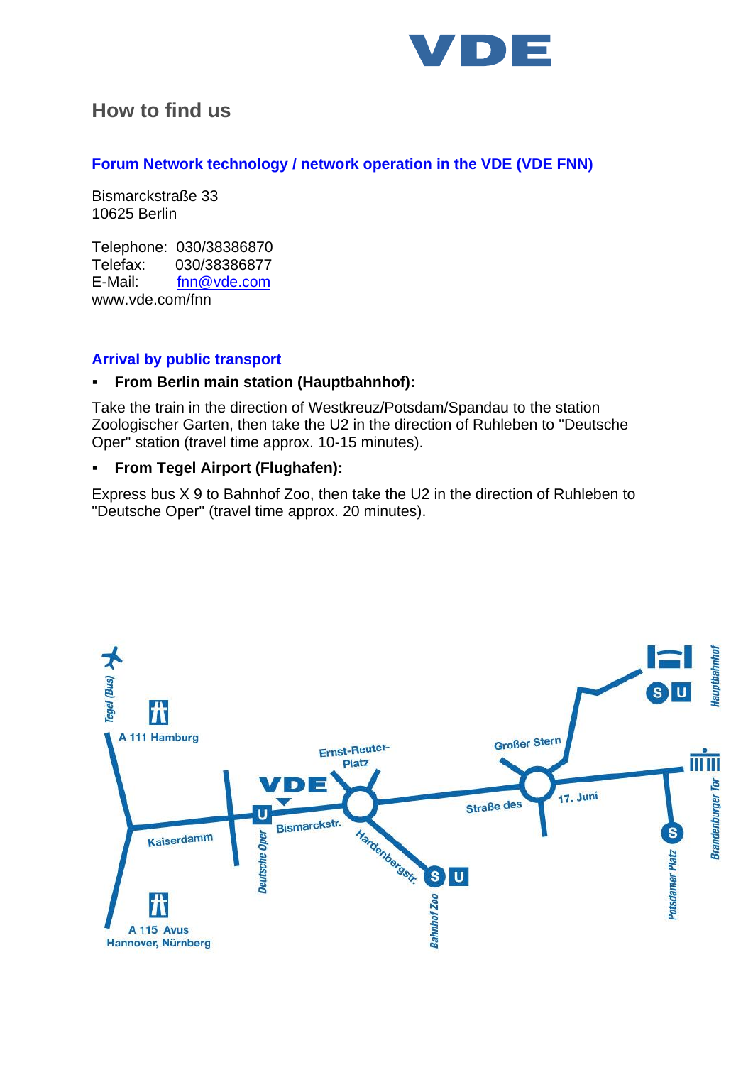# How to find us

### Forum Network technology / network operation in the VDE (VDE FNN)

Bismarckstraße 33
10625 Berlin

Telephone: 030/38386870
Telefax: 030/38386877
E-Mail: fnn@vde.com
www.vde.com/fnn

### Arrival by public transport

- **From Berlin main station (Hauptbahnhof):**

Take the train in the direction of Westkreuz/Potsdam/Spandau to the station Zoologischer Garten, then take the U2 in the direction of Ruhleben to "Deutsche Oper" station (travel time approx. 10-15 minutes).

- **From Tegel Airport (Flughafen):**

Express bus X 9 to Bahnhof Zoo, then take the U2 in the direction of Ruhleben to "Deutsche Oper" (travel time approx. 20 minutes).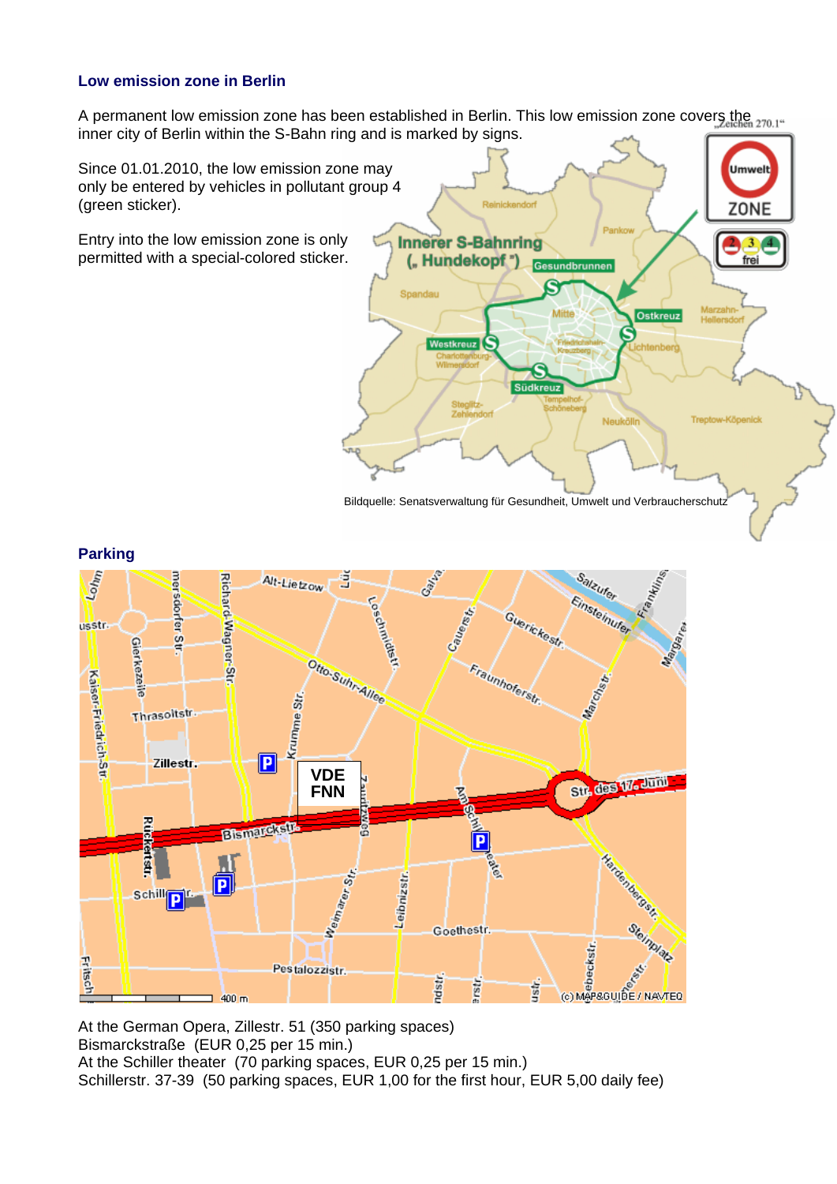## Low emission zone in Berlin

A permanent low emission zone has been established in Berlin. This low emission zone covers the inner city of Berlin within the S-Bahn ring and is marked by signs.

Since 01.01.2010, the low emission zone may only be entered by vehicles in pollutant group 4 (green sticker).

Entry into the low emission zone is only permitted with a special-colored sticker.

„Zeichen 270.1"

Umwelt
ZONE

frei

Innerer S-Bahnring („ Hundekopf ")

Reinickendorf
Pankow
Gesundbrunnen
Spandau
Mitte
Ostkreuz
Marzahn-Hellersdorf
Westkreuz
Charlottenburg-Wilmersdorf
Friedrichshain-Kreuzberg
Lichtenberg
Südkreuz
Steglitz-Zehlendorf
Tempelhof-Schöneberg
Neukölln
Treptow-Köpenick

Bildquelle: Senatsverwaltung für Gesundheit, Umwelt und Verbraucherschutz

## Parking

VDE FNN

400 m

(c) MAP&GUIDE / NAVTEQ

At the German Opera, Zillestr. 51 (350 parking spaces)
Bismarckstraße (EUR 0,25 per 15 min.)
At the Schiller theater (70 parking spaces, EUR 0,25 per 15 min.)
Schillerstr. 37-39 (50 parking spaces, EUR 1,00 for the first hour, EUR 5,00 daily fee)